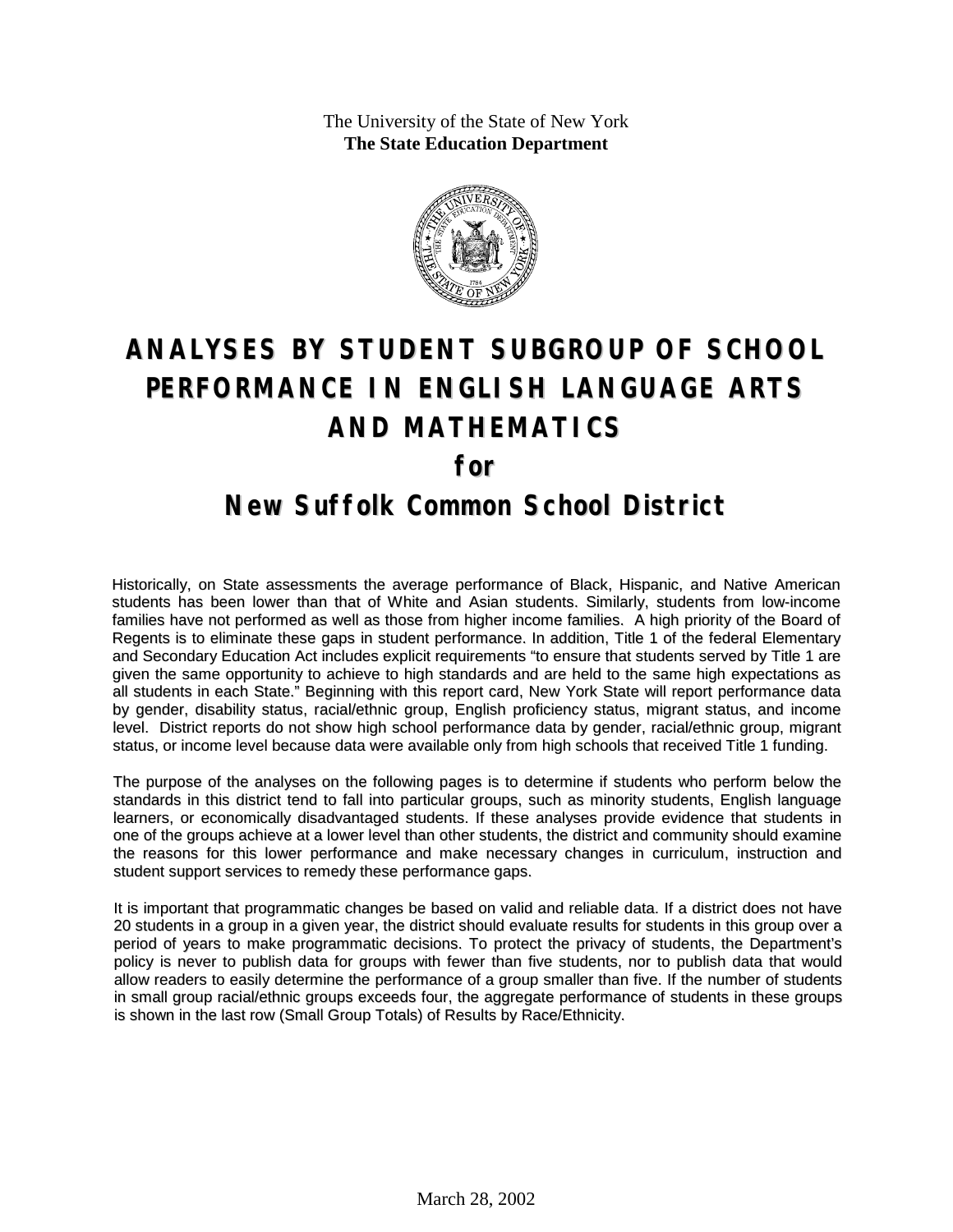The University of the State of New York
**The State Education Department**

# ANALYSES BY STUDENT SUBGROUP OF SCHOOL PERFORMANCE IN ENGLISH LANGUAGE ARTS AND MATHEMATICS

## for

## New Suffolk Common School District

Historically, on State assessments the average performance of Black, Hispanic, and Native American students has been lower than that of White and Asian students. Similarly, students from low-income families have not performed as well as those from higher income families. A high priority of the Board of Regents is to eliminate these gaps in student performance. In addition, Title 1 of the federal Elementary and Secondary Education Act includes explicit requirements "to ensure that students served by Title 1 are given the same opportunity to achieve to high standards and are held to the same high expectations as all students in each State." Beginning with this report card, New York State will report performance data by gender, disability status, racial/ethnic group, English proficiency status, migrant status, and income level. District reports do not show high school performance data by gender, racial/ethnic group, migrant status, or income level because data were available only from high schools that received Title 1 funding.

The purpose of the analyses on the following pages is to determine if students who perform below the standards in this district tend to fall into particular groups, such as minority students, English language learners, or economically disadvantaged students. If these analyses provide evidence that students in one of the groups achieve at a lower level than other students, the district and community should examine the reasons for this lower performance and make necessary changes in curriculum, instruction and student support services to remedy these performance gaps.

It is important that programmatic changes be based on valid and reliable data. If a district does not have 20 students in a group in a given year, the district should evaluate results for students in this group over a period of years to make programmatic decisions. To protect the privacy of students, the Department's policy is never to publish data for groups with fewer than five students, nor to publish data that would allow readers to easily determine the performance of a group smaller than five. If the number of students in small group racial/ethnic groups exceeds four, the aggregate performance of students in these groups is shown in the last row (Small Group Totals) of Results by Race/Ethnicity.

March 28, 2002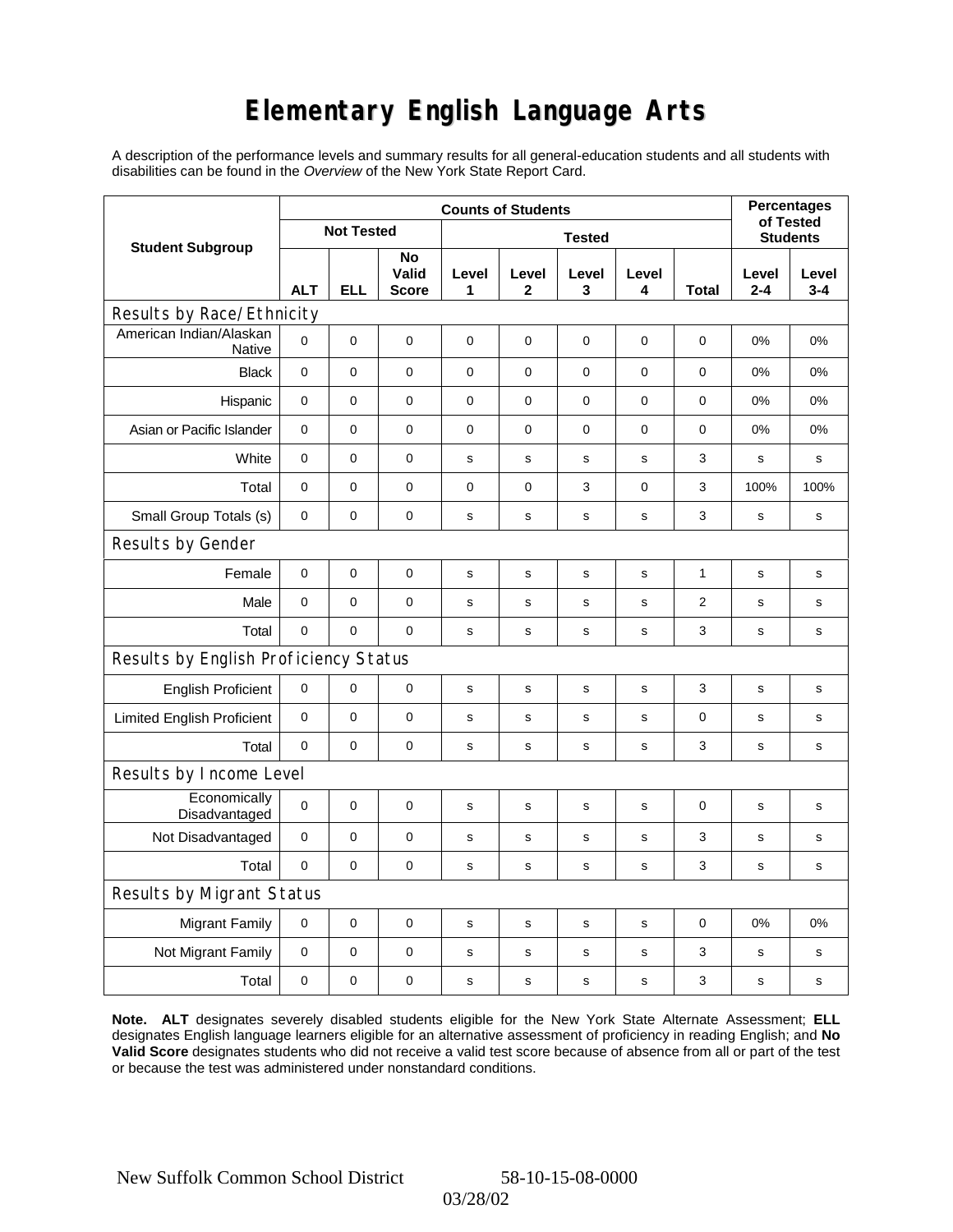# Elementary English Language Arts

A description of the performance levels and summary results for all general-education students and all students with disabilities can be found in the *Overview* of the New York State Report Card.

| Student Subgroup | Counts of Students | | | | | | | | Percentages of Tested Students | |
|---|---|---|---|---|---|---|---|---|---|---|
| | Not Tested | | | Tested | | | | | | |
| | ALT | ELL | No Valid Score | Level 1 | Level 2 | Level 3 | Level 4 | Total | Level 2-4 | Level 3-4 |
| **Results by Race/Ethnicity** | | | | | | | | | | |
| American Indian/Alaskan Native | 0 | 0 | 0 | 0 | 0 | 0 | 0 | 0 | 0% | 0% |
| Black | 0 | 0 | 0 | 0 | 0 | 0 | 0 | 0 | 0% | 0% |
| Hispanic | 0 | 0 | 0 | 0 | 0 | 0 | 0 | 0 | 0% | 0% |
| Asian or Pacific Islander | 0 | 0 | 0 | 0 | 0 | 0 | 0 | 0 | 0% | 0% |
| White | 0 | 0 | 0 | s | s | s | s | 3 | s | s |
| Total | 0 | 0 | 0 | 0 | 0 | 3 | 0 | 3 | 100% | 100% |
| Small Group Totals (s) | 0 | 0 | 0 | s | s | s | s | 3 | s | s |
| **Results by Gender** | | | | | | | | | | |
| Female | 0 | 0 | 0 | s | s | s | s | 1 | s | s |
| Male | 0 | 0 | 0 | s | s | s | s | 2 | s | s |
| Total | 0 | 0 | 0 | s | s | s | s | 3 | s | s |
| **Results by English Proficiency Status** | | | | | | | | | | |
| English Proficient | 0 | 0 | 0 | s | s | s | s | 3 | s | s |
| Limited English Proficient | 0 | 0 | 0 | s | s | s | s | 0 | s | s |
| Total | 0 | 0 | 0 | s | s | s | s | 3 | s | s |
| **Results by Income Level** | | | | | | | | | | |
| Economically Disadvantaged | 0 | 0 | 0 | s | s | s | s | 0 | s | s |
| Not Disadvantaged | 0 | 0 | 0 | s | s | s | s | 3 | s | s |
| Total | 0 | 0 | 0 | s | s | s | s | 3 | s | s |
| **Results by Migrant Status** | | | | | | | | | | |
| Migrant Family | 0 | 0 | 0 | s | s | s | s | 0 | 0% | 0% |
| Not Migrant Family | 0 | 0 | 0 | s | s | s | s | 3 | s | s |
| Total | 0 | 0 | 0 | s | s | s | s | 3 | s | s |

**Note. ALT** designates severely disabled students eligible for the New York State Alternate Assessment; **ELL** designates English language learners eligible for an alternative assessment of proficiency in reading English; and **No Valid Score** designates students who did not receive a valid test score because of absence from all or part of the test or because the test was administered under nonstandard conditions.

New Suffolk Common School District 58-10-15-08-0000

03/28/02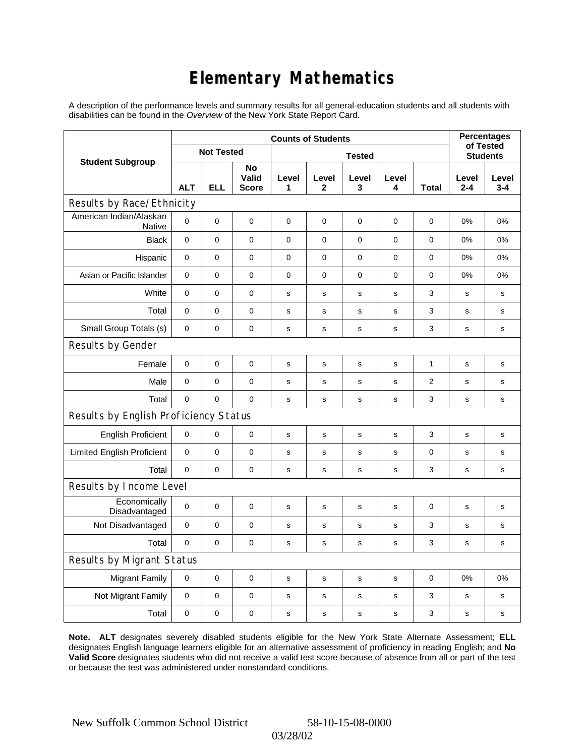# Elementary Mathematics

A description of the performance levels and summary results for all general-education students and all students with disabilities can be found in the *Overview* of the New York State Report Card.

| Student Subgroup | Counts of Students | | | | | | | | Percentages of Tested Students | |
|---|---|---|---|---|---|---|---|---|---|---|
| | Not Tested | | | Tested | | | | | | |
| | ALT | ELL | No Valid Score | Level 1 | Level 2 | Level 3 | Level 4 | Total | Level 2-4 | Level 3-4 |
| **Results by Race/Ethnicity** | | | | | | | | | | |
| American Indian/Alaskan Native | 0 | 0 | 0 | 0 | 0 | 0 | 0 | 0 | 0% | 0% |
| Black | 0 | 0 | 0 | 0 | 0 | 0 | 0 | 0 | 0% | 0% |
| Hispanic | 0 | 0 | 0 | 0 | 0 | 0 | 0 | 0 | 0% | 0% |
| Asian or Pacific Islander | 0 | 0 | 0 | 0 | 0 | 0 | 0 | 0 | 0% | 0% |
| White | 0 | 0 | 0 | s | s | s | s | 3 | s | s |
| Total | 0 | 0 | 0 | s | s | s | s | 3 | s | s |
| Small Group Totals (s) | 0 | 0 | 0 | s | s | s | s | 3 | s | s |
| **Results by Gender** | | | | | | | | | | |
| Female | 0 | 0 | 0 | s | s | s | s | 1 | s | s |
| Male | 0 | 0 | 0 | s | s | s | s | 2 | s | s |
| Total | 0 | 0 | 0 | s | s | s | s | 3 | s | s |
| **Results by English Proficiency Status** | | | | | | | | | | |
| English Proficient | 0 | 0 | 0 | s | s | s | s | 3 | s | s |
| Limited English Proficient | 0 | 0 | 0 | s | s | s | s | 0 | s | s |
| Total | 0 | 0 | 0 | s | s | s | s | 3 | s | s |
| **Results by Income Level** | | | | | | | | | | |
| Economically Disadvantaged | 0 | 0 | 0 | s | s | s | s | 0 | s | s |
| Not Disadvantaged | 0 | 0 | 0 | s | s | s | s | 3 | s | s |
| Total | 0 | 0 | 0 | s | s | s | s | 3 | s | s |
| **Results by Migrant Status** | | | | | | | | | | |
| Migrant Family | 0 | 0 | 0 | s | s | s | s | 0 | 0% | 0% |
| Not Migrant Family | 0 | 0 | 0 | s | s | s | s | 3 | s | s |
| Total | 0 | 0 | 0 | s | s | s | s | 3 | s | s |

**Note. ALT** designates severely disabled students eligible for the New York State Alternate Assessment; **ELL** designates English language learners eligible for an alternative assessment of proficiency in reading English; and **No Valid Score** designates students who did not receive a valid test score because of absence from all or part of the test or because the test was administered under nonstandard conditions.

New Suffolk Common School District 58-10-15-08-0000

03/28/02